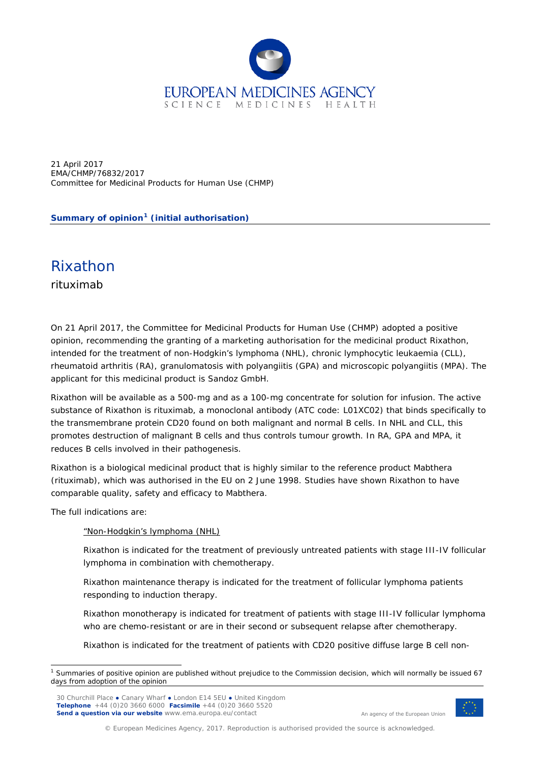21 April 2017
EMA/CHMP/76832/2017
Committee for Medicinal Products for Human Use (CHMP)

**Summary of opinion[1] (initial authorisation)**

# Rixathon

rituximab

On 21 April 2017, the Committee for Medicinal Products for Human Use (CHMP) adopted a positive opinion, recommending the granting of a marketing authorisation for the medicinal product Rixathon, intended for the treatment of non-Hodgkin's lymphoma (NHL), chronic lymphocytic leukaemia (CLL), rheumatoid arthritis (RA), granulomatosis with polyangiitis (GPA) and microscopic polyangiitis (MPA). The applicant for this medicinal product is Sandoz GmbH.

Rixathon will be available as a 500-mg and as a 100-mg concentrate for solution for infusion. The active substance of Rixathon is rituximab, a monoclonal antibody (ATC code: L01XC02) that binds specifically to the transmembrane protein CD20 found on both malignant and normal B cells. In NHL and CLL, this promotes destruction of malignant B cells and thus controls tumour growth. In RA, GPA and MPA, it reduces B cells involved in their pathogenesis.

Rixathon is a biological medicinal product that is highly similar to the reference product Mabthera (rituximab), which was authorised in the EU on 2 June 1998. Studies have shown Rixathon to have comparable quality, safety and efficacy to Mabthera.

The full indications are:

> "Non-Hodgkin's lymphoma (NHL)
>
> Rixathon is indicated for the treatment of previously untreated patients with stage III-IV follicular lymphoma in combination with chemotherapy.
>
> Rixathon maintenance therapy is indicated for the treatment of follicular lymphoma patients responding to induction therapy.
>
> Rixathon monotherapy is indicated for treatment of patients with stage III-IV follicular lymphoma who are chemo-resistant or are in their second or subsequent relapse after chemotherapy.
>
> Rixathon is indicated for the treatment of patients with CD20 positive diffuse large B cell non-

[1] Summaries of positive opinion are published without prejudice to the Commission decision, which will normally be issued 67 days from adoption of the opinion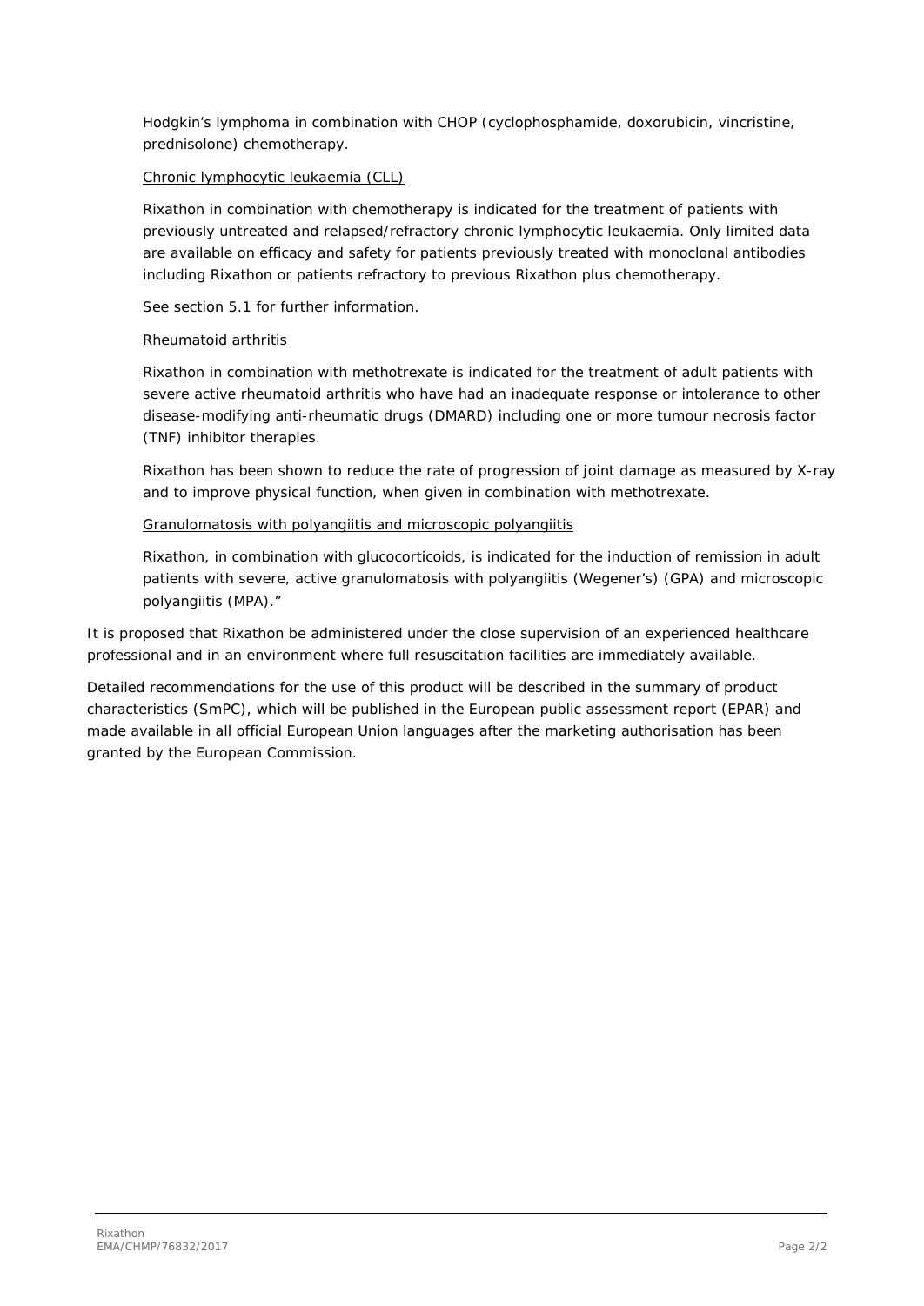Hodgkin's lymphoma in combination with CHOP (cyclophosphamide, doxorubicin, vincristine, prednisolone) chemotherapy.

Chronic lymphocytic leukaemia (CLL)

Rixathon in combination with chemotherapy is indicated for the treatment of patients with previously untreated and relapsed/refractory chronic lymphocytic leukaemia. Only limited data are available on efficacy and safety for patients previously treated with monoclonal antibodies including Rixathon or patients refractory to previous Rixathon plus chemotherapy.

See section 5.1 for further information.

Rheumatoid arthritis

Rixathon in combination with methotrexate is indicated for the treatment of adult patients with severe active rheumatoid arthritis who have had an inadequate response or intolerance to other disease-modifying anti-rheumatic drugs (DMARD) including one or more tumour necrosis factor (TNF) inhibitor therapies.

Rixathon has been shown to reduce the rate of progression of joint damage as measured by X-ray and to improve physical function, when given in combination with methotrexate.

Granulomatosis with polyangiitis and microscopic polyangiitis

Rixathon, in combination with glucocorticoids, is indicated for the induction of remission in adult patients with severe, active granulomatosis with polyangiitis (Wegener's) (GPA) and microscopic polyangiitis (MPA)."

It is proposed that Rixathon be administered under the close supervision of an experienced healthcare professional and in an environment where full resuscitation facilities are immediately available.

Detailed recommendations for the use of this product will be described in the summary of product characteristics (SmPC), which will be published in the European public assessment report (EPAR) and made available in all official European Union languages after the marketing authorisation has been granted by the European Commission.